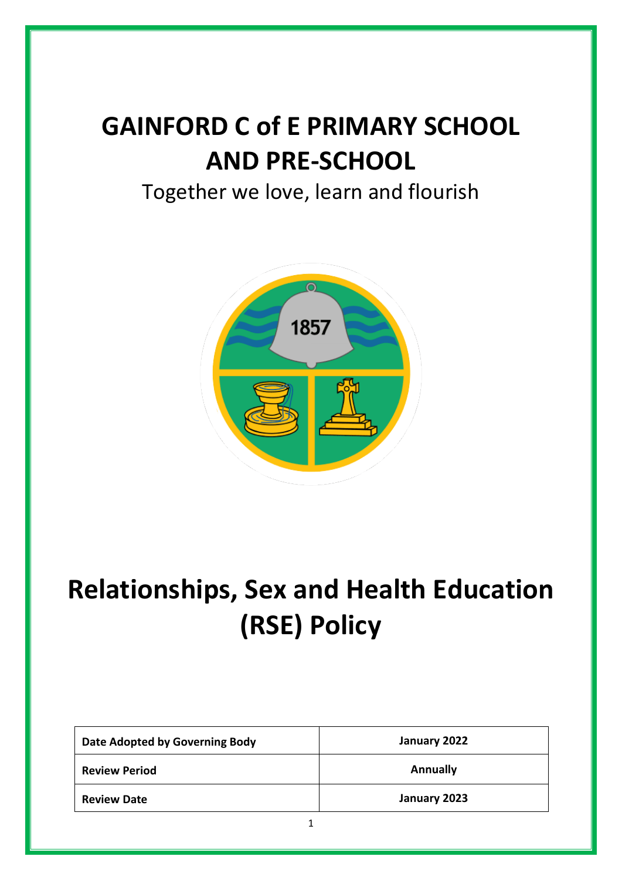# GAINFORD C of E PRIMARY SCHOOL AND PRE-SCHOOL

Together we love, learn and flourish

# Relationships, Sex and Health Education (RSE) Policy

| Date Adopted by Governing Body | January 2022 |
|---|---|
| Review Period | Annually |
| Review Date | January 2023 |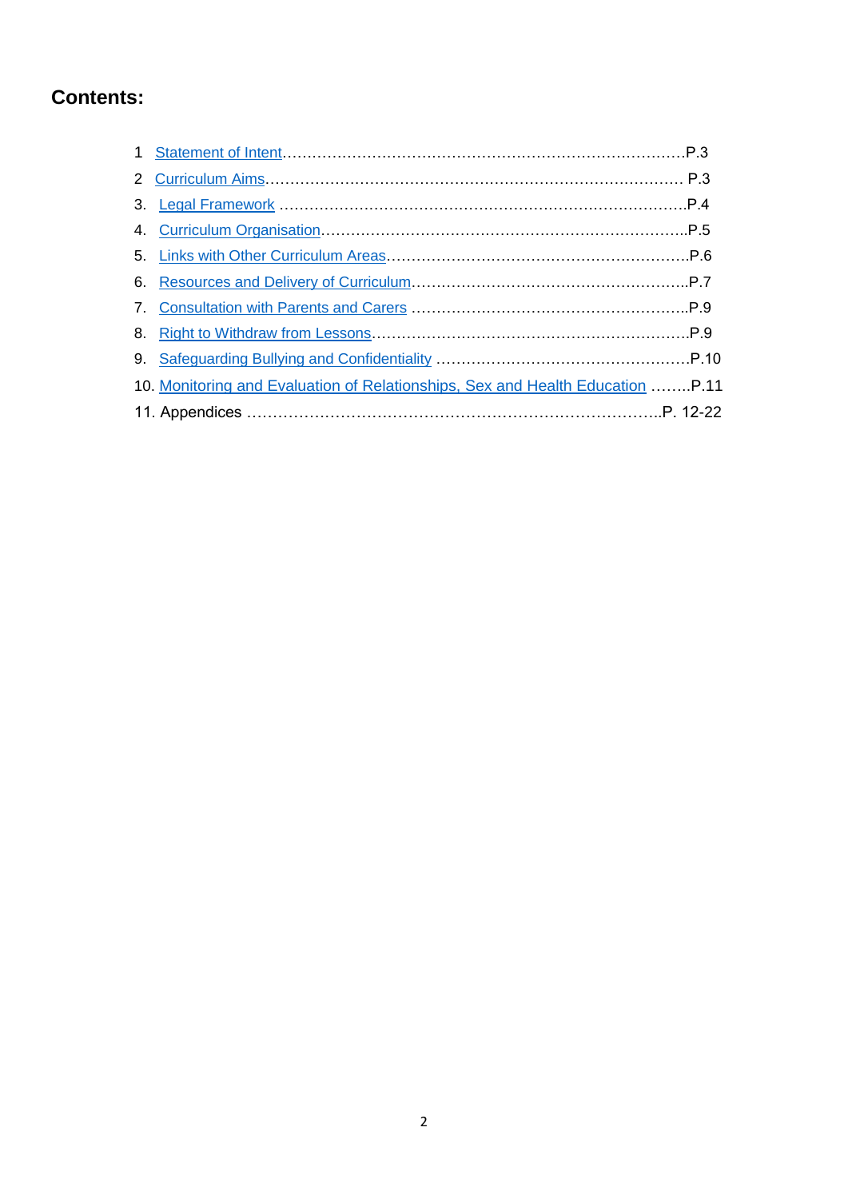## Contents:

1 Statement of Intent……………………………………………………………………….P.3

2 Curriculum Aims…………………………………………………………………………. P.3

3. Legal Framework ……………………………………………………………………….P.4

4. Curriculum Organisation………………………………………………………………..P.5

5. Links with Other Curriculum Areas…………………………………………………….P.6

6. Resources and Delivery of Curriculum………………………………………………..P.7

7. Consultation with Parents and Carers ………………………………………………..P.9

8. Right to Withdraw from Lessons……………………………………………………….P.9

9. Safeguarding Bullying and Confidentiality ……………………………………………P.10

10. Monitoring and Evaluation of Relationships, Sex and Health Education ……..P.11

11. Appendices ………………………………………………………………………..P. 12-22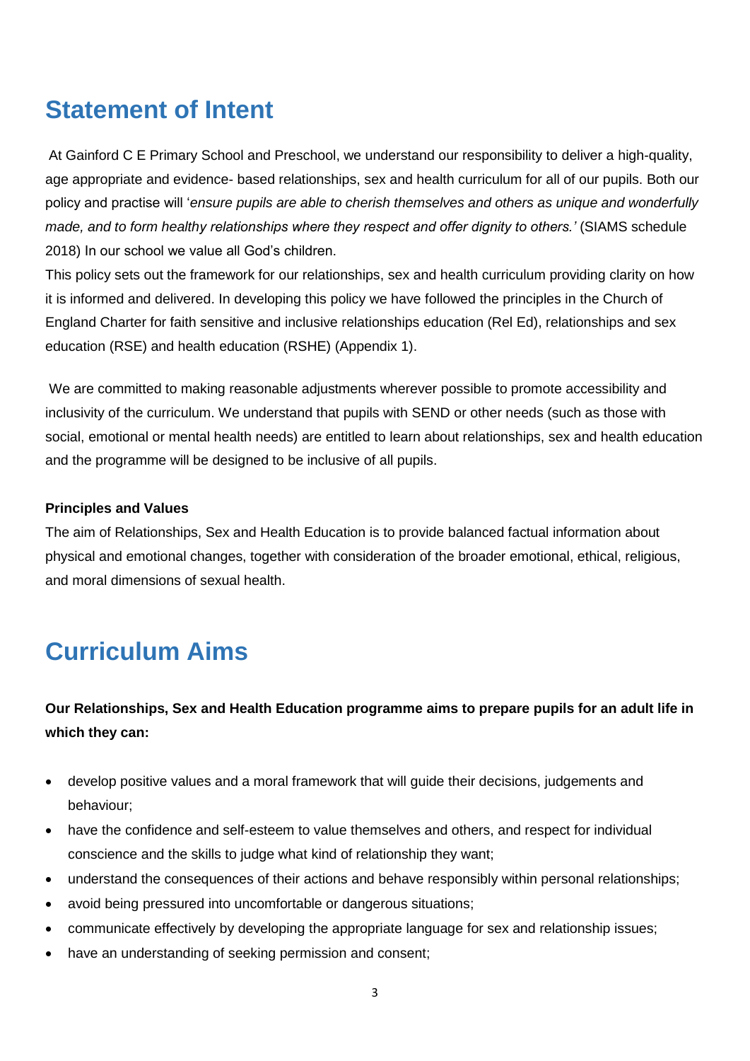## Statement of Intent

At Gainford C E Primary School and Preschool, we understand our responsibility to deliver a high-quality, age appropriate and evidence- based relationships, sex and health curriculum for all of our pupils. Both our policy and practise will '*ensure pupils are able to cherish themselves and others as unique and wonderfully made, and to form healthy relationships where they respect and offer dignity to others.'* (SIAMS schedule 2018) In our school we value all God's children.

This policy sets out the framework for our relationships, sex and health curriculum providing clarity on how it is informed and delivered. In developing this policy we have followed the principles in the Church of England Charter for faith sensitive and inclusive relationships education (Rel Ed), relationships and sex education (RSE) and health education (RSHE) (Appendix 1).

We are committed to making reasonable adjustments wherever possible to promote accessibility and inclusivity of the curriculum. We understand that pupils with SEND or other needs (such as those with social, emotional or mental health needs) are entitled to learn about relationships, sex and health education and the programme will be designed to be inclusive of all pupils.

**Principles and Values**

The aim of Relationships, Sex and Health Education is to provide balanced factual information about physical and emotional changes, together with consideration of the broader emotional, ethical, religious, and moral dimensions of sexual health.

## Curriculum Aims

**Our Relationships, Sex and Health Education programme aims to prepare pupils for an adult life in which they can:**

- develop positive values and a moral framework that will guide their decisions, judgements and behaviour;
- have the confidence and self-esteem to value themselves and others, and respect for individual conscience and the skills to judge what kind of relationship they want;
- understand the consequences of their actions and behave responsibly within personal relationships;
- avoid being pressured into uncomfortable or dangerous situations;
- communicate effectively by developing the appropriate language for sex and relationship issues;
- have an understanding of seeking permission and consent;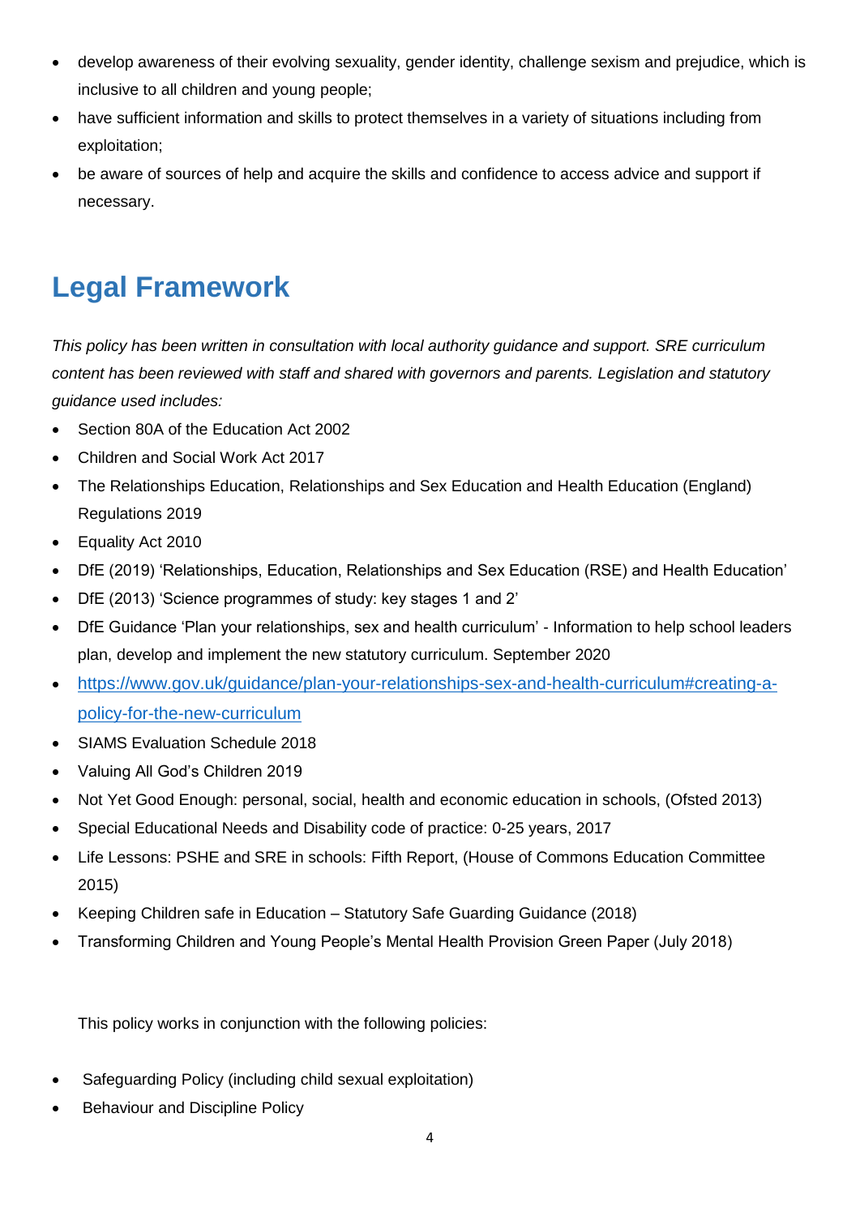- develop awareness of their evolving sexuality, gender identity, challenge sexism and prejudice, which is inclusive to all children and young people;
- have sufficient information and skills to protect themselves in a variety of situations including from exploitation;
- be aware of sources of help and acquire the skills and confidence to access advice and support if necessary.

## Legal Framework

*This policy has been written in consultation with local authority guidance and support. SRE curriculum content has been reviewed with staff and shared with governors and parents. Legislation and statutory guidance used includes:*

- Section 80A of the Education Act 2002
- Children and Social Work Act 2017
- The Relationships Education, Relationships and Sex Education and Health Education (England) Regulations 2019
- Equality Act 2010
- DfE (2019) 'Relationships, Education, Relationships and Sex Education (RSE) and Health Education'
- DfE (2013) 'Science programmes of study: key stages 1 and 2'
- DfE Guidance 'Plan your relationships, sex and health curriculum' - Information to help school leaders plan, develop and implement the new statutory curriculum. September 2020
- [https://www.gov.uk/guidance/plan-your-relationships-sex-and-health-curriculum#creating-a-policy-for-the-new-curriculum](https://www.gov.uk/guidance/plan-your-relationships-sex-and-health-curriculum#creating-a-policy-for-the-new-curriculum)
- SIAMS Evaluation Schedule 2018
- Valuing All God's Children 2019
- Not Yet Good Enough: personal, social, health and economic education in schools, (Ofsted 2013)
- Special Educational Needs and Disability code of practice: 0-25 years, 2017
- Life Lessons: PSHE and SRE in schools: Fifth Report, (House of Commons Education Committee 2015)
- Keeping Children safe in Education – Statutory Safe Guarding Guidance (2018)
- Transforming Children and Young People's Mental Health Provision Green Paper (July 2018)

This policy works in conjunction with the following policies:

- Safeguarding Policy (including child sexual exploitation)
- Behaviour and Discipline Policy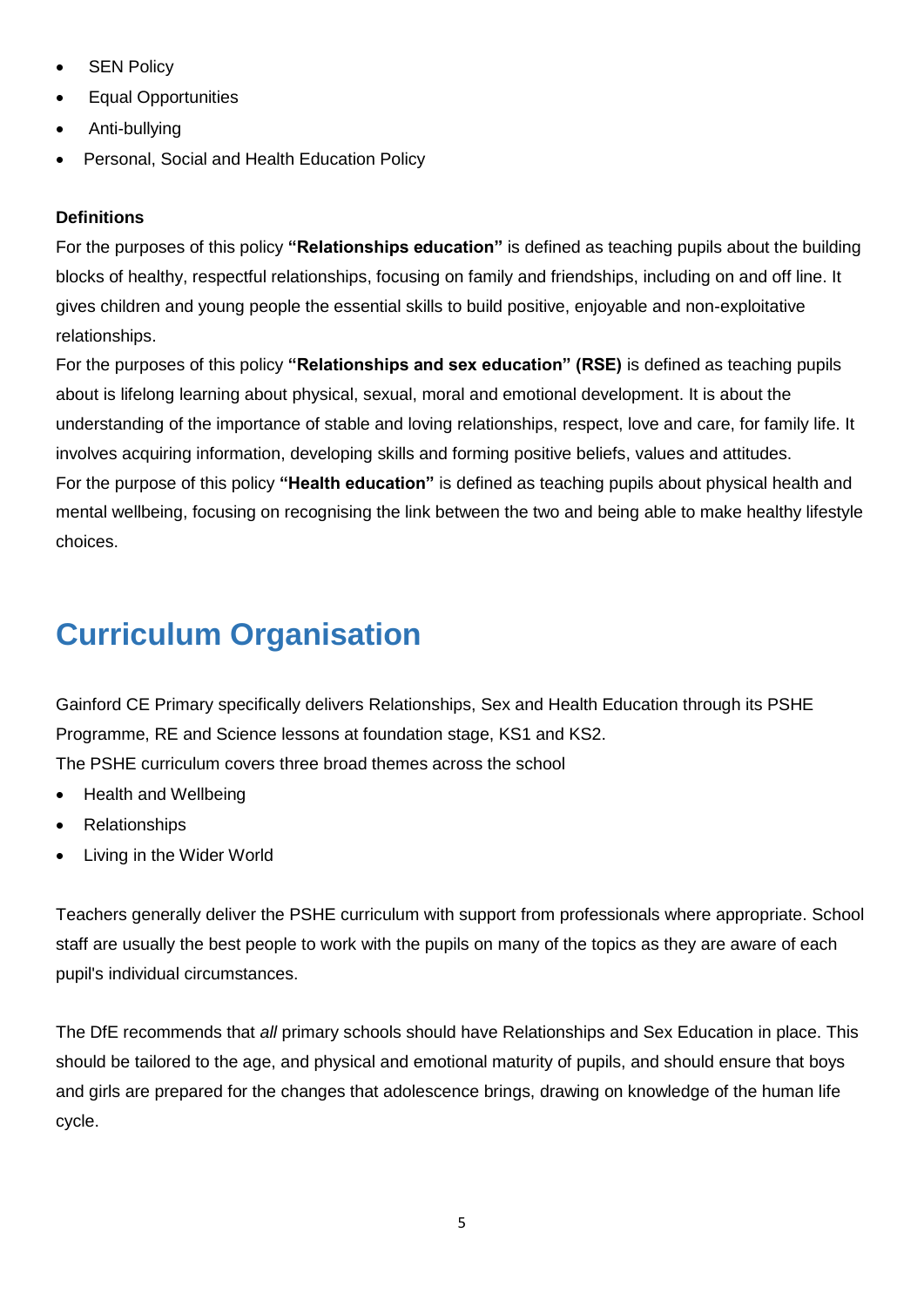- SEN Policy
- Equal Opportunities
- Anti-bullying
- Personal, Social and Health Education Policy

**Definitions**

For the purposes of this policy **"Relationships education"** is defined as teaching pupils about the building blocks of healthy, respectful relationships, focusing on family and friendships, including on and off line. It gives children and young people the essential skills to build positive, enjoyable and non-exploitative relationships.

For the purposes of this policy **"Relationships and sex education" (RSE)** is defined as teaching pupils about is lifelong learning about physical, sexual, moral and emotional development. It is about the understanding of the importance of stable and loving relationships, respect, love and care, for family life. It involves acquiring information, developing skills and forming positive beliefs, values and attitudes.

For the purpose of this policy **"Health education"** is defined as teaching pupils about physical health and mental wellbeing, focusing on recognising the link between the two and being able to make healthy lifestyle choices.

# Curriculum Organisation

Gainford CE Primary specifically delivers Relationships, Sex and Health Education through its PSHE Programme, RE and Science lessons at foundation stage, KS1 and KS2.

The PSHE curriculum covers three broad themes across the school

- Health and Wellbeing
- Relationships
- Living in the Wider World

Teachers generally deliver the PSHE curriculum with support from professionals where appropriate. School staff are usually the best people to work with the pupils on many of the topics as they are aware of each pupil's individual circumstances.

The DfE recommends that *all* primary schools should have Relationships and Sex Education in place. This should be tailored to the age, and physical and emotional maturity of pupils, and should ensure that boys and girls are prepared for the changes that adolescence brings, drawing on knowledge of the human life cycle.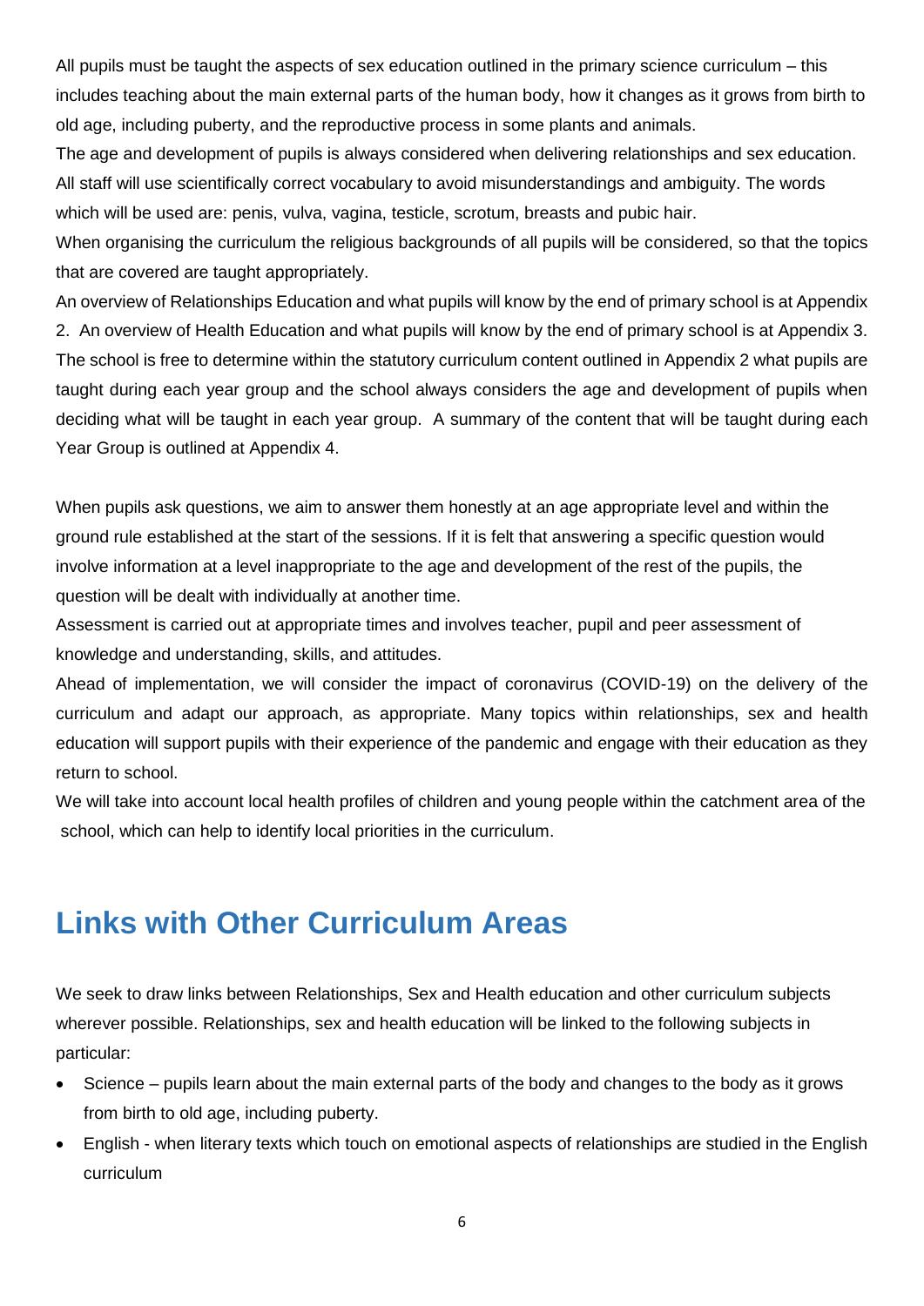All pupils must be taught the aspects of sex education outlined in the primary science curriculum – this includes teaching about the main external parts of the human body, how it changes as it grows from birth to old age, including puberty, and the reproductive process in some plants and animals.

The age and development of pupils is always considered when delivering relationships and sex education.

All staff will use scientifically correct vocabulary to avoid misunderstandings and ambiguity. The words which will be used are: penis, vulva, vagina, testicle, scrotum, breasts and pubic hair.

When organising the curriculum the religious backgrounds of all pupils will be considered, so that the topics that are covered are taught appropriately.

An overview of Relationships Education and what pupils will know by the end of primary school is at Appendix 2. An overview of Health Education and what pupils will know by the end of primary school is at Appendix 3. The school is free to determine within the statutory curriculum content outlined in Appendix 2 what pupils are taught during each year group and the school always considers the age and development of pupils when deciding what will be taught in each year group. A summary of the content that will be taught during each Year Group is outlined at Appendix 4.

When pupils ask questions, we aim to answer them honestly at an age appropriate level and within the ground rule established at the start of the sessions. If it is felt that answering a specific question would involve information at a level inappropriate to the age and development of the rest of the pupils, the question will be dealt with individually at another time.

Assessment is carried out at appropriate times and involves teacher, pupil and peer assessment of knowledge and understanding, skills, and attitudes.

Ahead of implementation, we will consider the impact of coronavirus (COVID-19) on the delivery of the curriculum and adapt our approach, as appropriate. Many topics within relationships, sex and health education will support pupils with their experience of the pandemic and engage with their education as they return to school.

We will take into account local health profiles of children and young people within the catchment area of the school, which can help to identify local priorities in the curriculum.

## Links with Other Curriculum Areas

We seek to draw links between Relationships, Sex and Health education and other curriculum subjects wherever possible. Relationships, sex and health education will be linked to the following subjects in particular:

- Science – pupils learn about the main external parts of the body and changes to the body as it grows from birth to old age, including puberty.
- English - when literary texts which touch on emotional aspects of relationships are studied in the English curriculum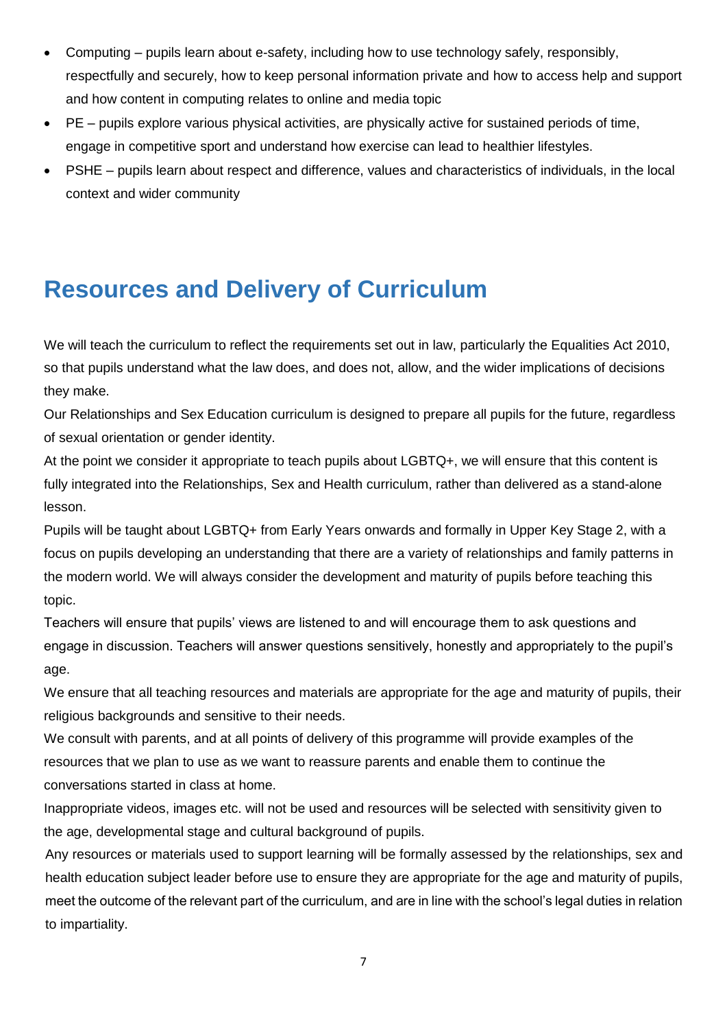- Computing – pupils learn about e-safety, including how to use technology safely, responsibly, respectfully and securely, how to keep personal information private and how to access help and support and how content in computing relates to online and media topic
- PE – pupils explore various physical activities, are physically active for sustained periods of time, engage in competitive sport and understand how exercise can lead to healthier lifestyles.
- PSHE – pupils learn about respect and difference, values and characteristics of individuals, in the local context and wider community

## Resources and Delivery of Curriculum

We will teach the curriculum to reflect the requirements set out in law, particularly the Equalities Act 2010, so that pupils understand what the law does, and does not, allow, and the wider implications of decisions they make.

Our Relationships and Sex Education curriculum is designed to prepare all pupils for the future, regardless of sexual orientation or gender identity.

At the point we consider it appropriate to teach pupils about LGBTQ+, we will ensure that this content is fully integrated into the Relationships, Sex and Health curriculum, rather than delivered as a stand-alone lesson.

Pupils will be taught about LGBTQ+ from Early Years onwards and formally in Upper Key Stage 2, with a focus on pupils developing an understanding that there are a variety of relationships and family patterns in the modern world. We will always consider the development and maturity of pupils before teaching this topic.

Teachers will ensure that pupils' views are listened to and will encourage them to ask questions and engage in discussion. Teachers will answer questions sensitively, honestly and appropriately to the pupil's age.

We ensure that all teaching resources and materials are appropriate for the age and maturity of pupils, their religious backgrounds and sensitive to their needs.

We consult with parents, and at all points of delivery of this programme will provide examples of the resources that we plan to use as we want to reassure parents and enable them to continue the conversations started in class at home.

Inappropriate videos, images etc. will not be used and resources will be selected with sensitivity given to the age, developmental stage and cultural background of pupils.

Any resources or materials used to support learning will be formally assessed by the relationships, sex and health education subject leader before use to ensure they are appropriate for the age and maturity of pupils, meet the outcome of the relevant part of the curriculum, and are in line with the school's legal duties in relation to impartiality.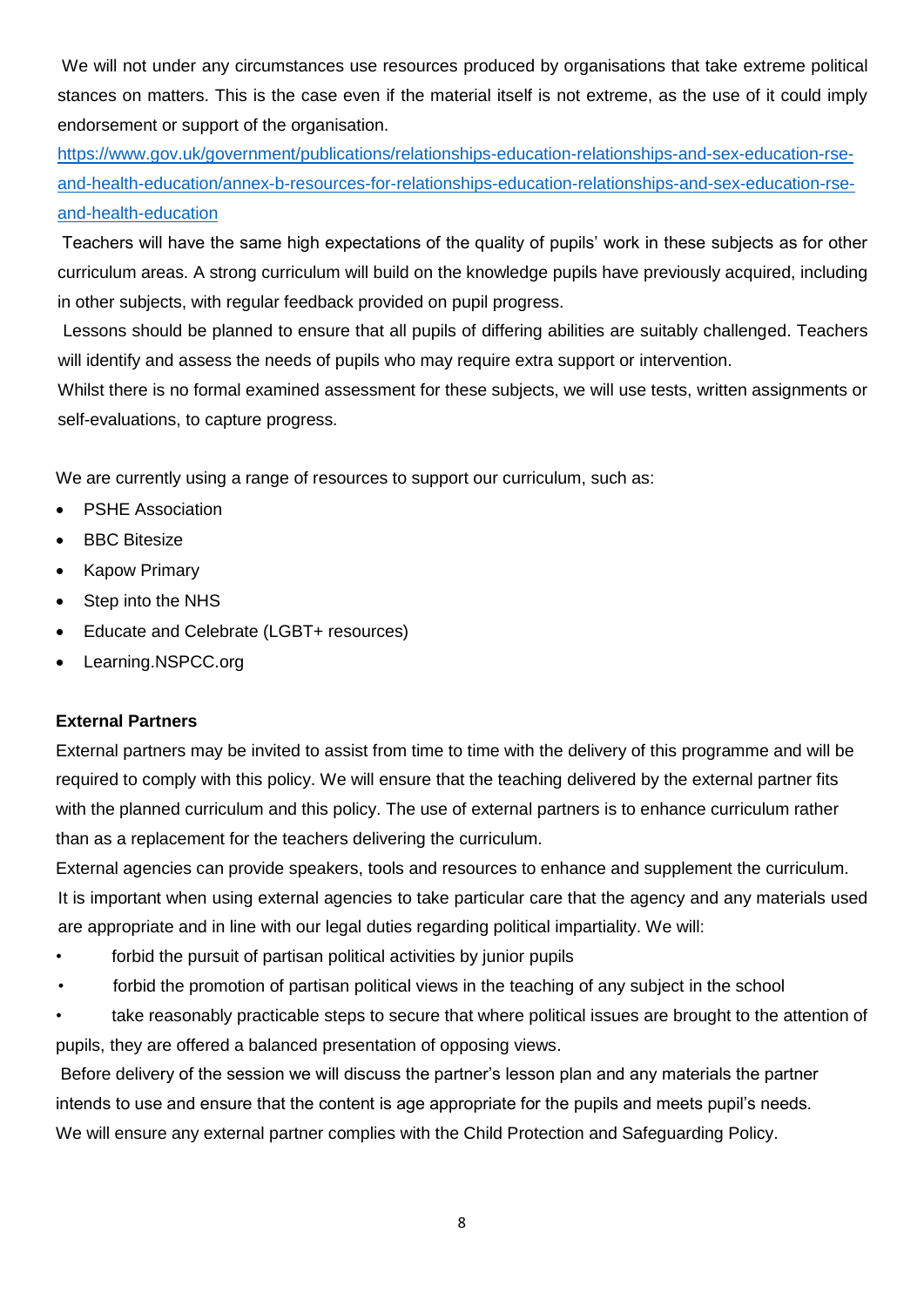We will not under any circumstances use resources produced by organisations that take extreme political stances on matters. This is the case even if the material itself is not extreme, as the use of it could imply endorsement or support of the organisation.

https://www.gov.uk/government/publications/relationships-education-relationships-and-sex-education-rse-and-health-education/annex-b-resources-for-relationships-education-relationships-and-sex-education-rse-and-health-education

Teachers will have the same high expectations of the quality of pupils' work in these subjects as for other curriculum areas. A strong curriculum will build on the knowledge pupils have previously acquired, including in other subjects, with regular feedback provided on pupil progress.

Lessons should be planned to ensure that all pupils of differing abilities are suitably challenged. Teachers will identify and assess the needs of pupils who may require extra support or intervention.

Whilst there is no formal examined assessment for these subjects, we will use tests, written assignments or self-evaluations, to capture progress.

We are currently using a range of resources to support our curriculum, such as:

- PSHE Association
- BBC Bitesize
- Kapow Primary
- Step into the NHS
- Educate and Celebrate (LGBT+ resources)
- Learning.NSPCC.org

**External Partners**

External partners may be invited to assist from time to time with the delivery of this programme and will be required to comply with this policy. We will ensure that the teaching delivered by the external partner fits with the planned curriculum and this policy. The use of external partners is to enhance curriculum rather than as a replacement for the teachers delivering the curriculum.

External agencies can provide speakers, tools and resources to enhance and supplement the curriculum. It is important when using external agencies to take particular care that the agency and any materials used are appropriate and in line with our legal duties regarding political impartiality. We will:

- forbid the pursuit of partisan political activities by junior pupils
- forbid the promotion of partisan political views in the teaching of any subject in the school
- take reasonably practicable steps to secure that where political issues are brought to the attention of pupils, they are offered a balanced presentation of opposing views.

Before delivery of the session we will discuss the partner's lesson plan and any materials the partner intends to use and ensure that the content is age appropriate for the pupils and meets pupil's needs.

We will ensure any external partner complies with the Child Protection and Safeguarding Policy.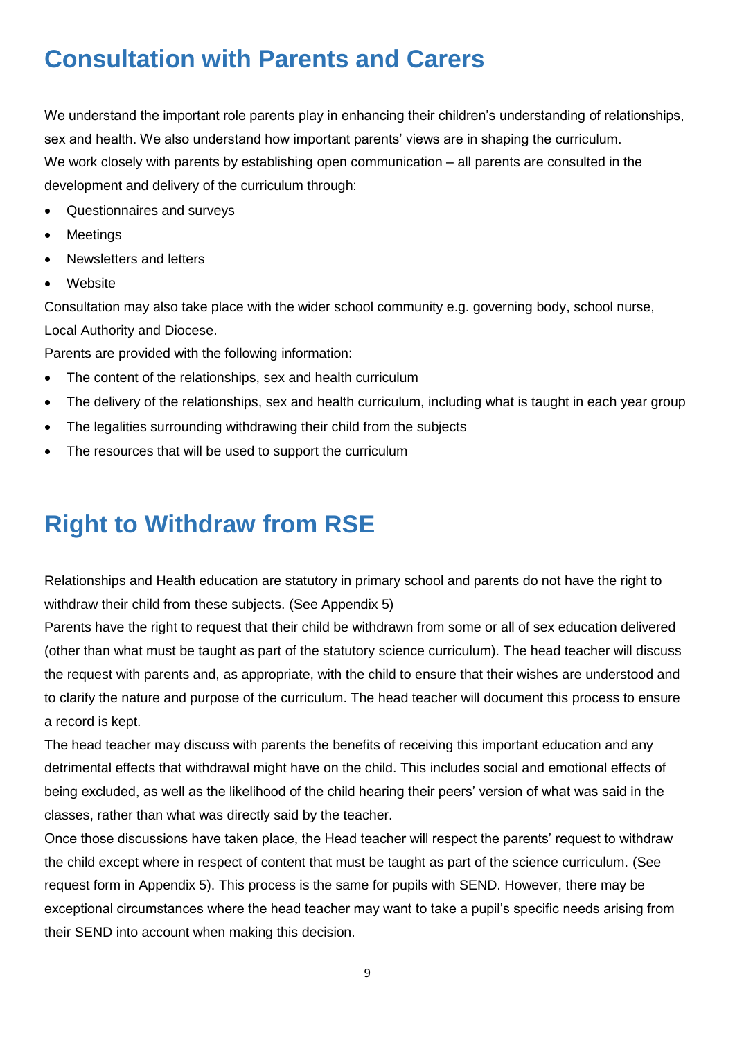## Consultation with Parents and Carers

We understand the important role parents play in enhancing their children's understanding of relationships, sex and health. We also understand how important parents' views are in shaping the curriculum.
We work closely with parents by establishing open communication – all parents are consulted in the development and delivery of the curriculum through:

- Questionnaires and surveys
- Meetings
- Newsletters and letters
- Website

Consultation may also take place with the wider school community e.g. governing body, school nurse, Local Authority and Diocese.
Parents are provided with the following information:

- The content of the relationships, sex and health curriculum
- The delivery of the relationships, sex and health curriculum, including what is taught in each year group
- The legalities surrounding withdrawing their child from the subjects
- The resources that will be used to support the curriculum

## Right to Withdraw from RSE

Relationships and Health education are statutory in primary school and parents do not have the right to withdraw their child from these subjects. (See Appendix 5)
Parents have the right to request that their child be withdrawn from some or all of sex education delivered (other than what must be taught as part of the statutory science curriculum). The head teacher will discuss the request with parents and, as appropriate, with the child to ensure that their wishes are understood and to clarify the nature and purpose of the curriculum. The head teacher will document this process to ensure a record is kept.
The head teacher may discuss with parents the benefits of receiving this important education and any detrimental effects that withdrawal might have on the child. This includes social and emotional effects of being excluded, as well as the likelihood of the child hearing their peers' version of what was said in the classes, rather than what was directly said by the teacher.
Once those discussions have taken place, the Head teacher will respect the parents' request to withdraw the child except where in respect of content that must be taught as part of the science curriculum. (See request form in Appendix 5). This process is the same for pupils with SEND. However, there may be exceptional circumstances where the head teacher may want to take a pupil's specific needs arising from their SEND into account when making this decision.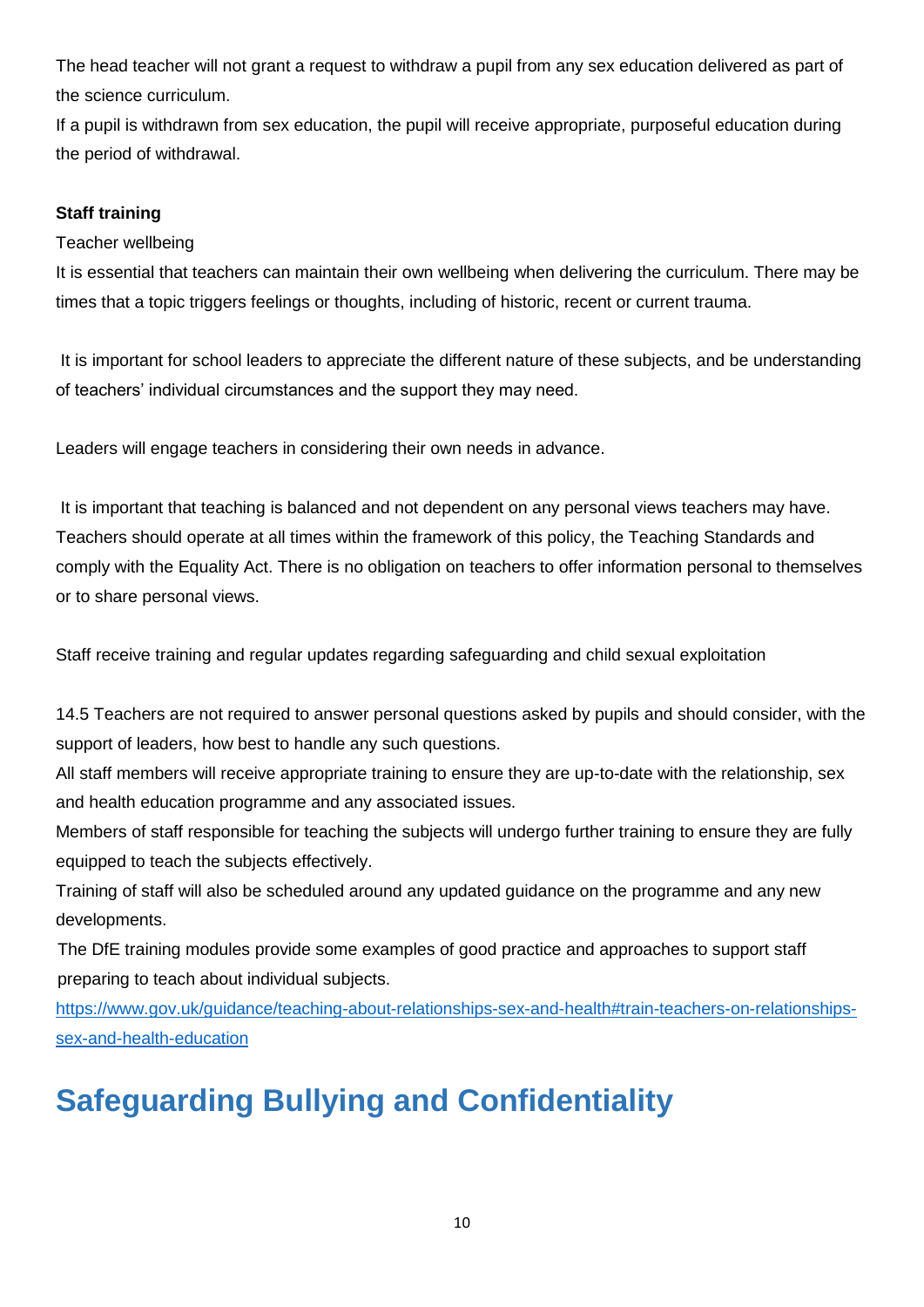The head teacher will not grant a request to withdraw a pupil from any sex education delivered as part of the science curriculum.

If a pupil is withdrawn from sex education, the pupil will receive appropriate, purposeful education during the period of withdrawal.

**Staff training**

Teacher wellbeing

It is essential that teachers can maintain their own wellbeing when delivering the curriculum. There may be times that a topic triggers feelings or thoughts, including of historic, recent or current trauma.

It is important for school leaders to appreciate the different nature of these subjects, and be understanding of teachers' individual circumstances and the support they may need.

Leaders will engage teachers in considering their own needs in advance.

It is important that teaching is balanced and not dependent on any personal views teachers may have. Teachers should operate at all times within the framework of this policy, the Teaching Standards and comply with the Equality Act. There is no obligation on teachers to offer information personal to themselves or to share personal views.

Staff receive training and regular updates regarding safeguarding and child sexual exploitation

14.5 Teachers are not required to answer personal questions asked by pupils and should consider, with the support of leaders, how best to handle any such questions.

All staff members will receive appropriate training to ensure they are up-to-date with the relationship, sex and health education programme and any associated issues.

Members of staff responsible for teaching the subjects will undergo further training to ensure they are fully equipped to teach the subjects effectively.

Training of staff will also be scheduled around any updated guidance on the programme and any new developments.

The DfE training modules provide some examples of good practice and approaches to support staff preparing to teach about individual subjects.

https://www.gov.uk/guidance/teaching-about-relationships-sex-and-health#train-teachers-on-relationships-sex-and-health-education

# Safeguarding Bullying and Confidentiality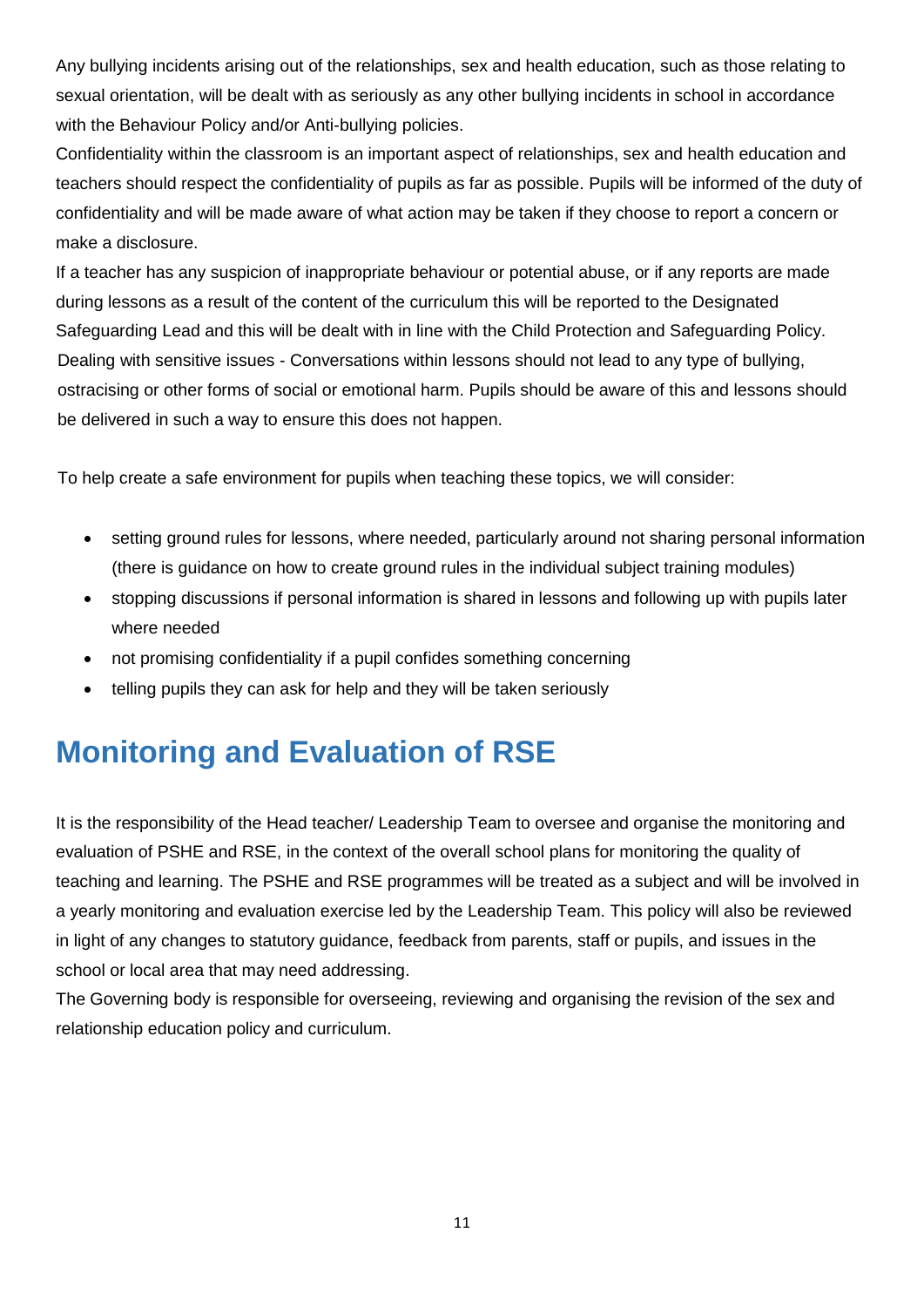Any bullying incidents arising out of the relationships, sex and health education, such as those relating to sexual orientation, will be dealt with as seriously as any other bullying incidents in school in accordance with the Behaviour Policy and/or Anti-bullying policies.

Confidentiality within the classroom is an important aspect of relationships, sex and health education and teachers should respect the confidentiality of pupils as far as possible. Pupils will be informed of the duty of confidentiality and will be made aware of what action may be taken if they choose to report a concern or make a disclosure.

If a teacher has any suspicion of inappropriate behaviour or potential abuse, or if any reports are made during lessons as a result of the content of the curriculum this will be reported to the Designated Safeguarding Lead and this will be dealt with in line with the Child Protection and Safeguarding Policy.

Dealing with sensitive issues - Conversations within lessons should not lead to any type of bullying, ostracising or other forms of social or emotional harm. Pupils should be aware of this and lessons should be delivered in such a way to ensure this does not happen.

To help create a safe environment for pupils when teaching these topics, we will consider:

- setting ground rules for lessons, where needed, particularly around not sharing personal information (there is guidance on how to create ground rules in the individual subject training modules)
- stopping discussions if personal information is shared in lessons and following up with pupils later where needed
- not promising confidentiality if a pupil confides something concerning
- telling pupils they can ask for help and they will be taken seriously

# Monitoring and Evaluation of RSE

It is the responsibility of the Head teacher/ Leadership Team to oversee and organise the monitoring and evaluation of PSHE and RSE, in the context of the overall school plans for monitoring the quality of teaching and learning. The PSHE and RSE programmes will be treated as a subject and will be involved in a yearly monitoring and evaluation exercise led by the Leadership Team. This policy will also be reviewed in light of any changes to statutory guidance, feedback from parents, staff or pupils, and issues in the school or local area that may need addressing.

The Governing body is responsible for overseeing, reviewing and organising the revision of the sex and relationship education policy and curriculum.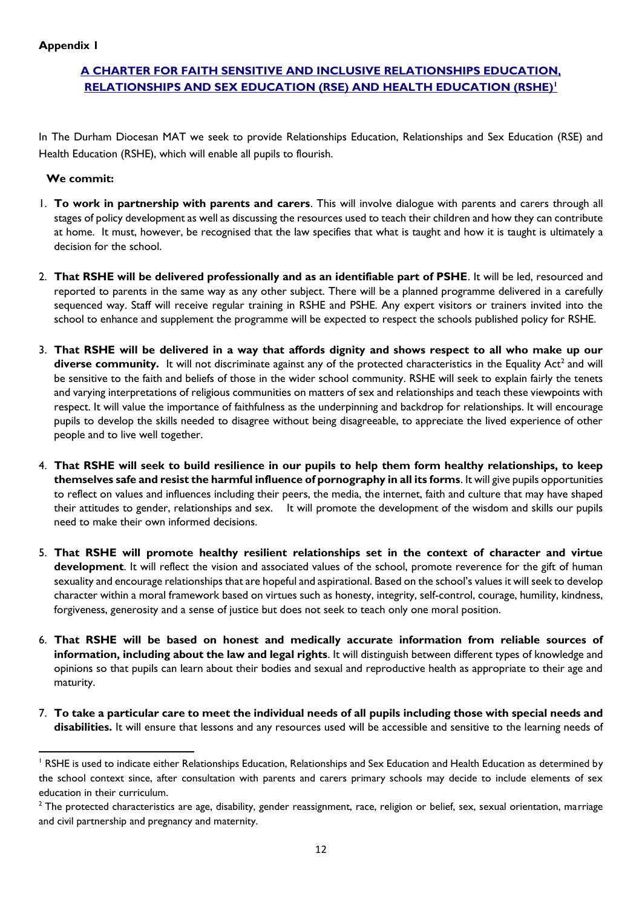**Appendix 1**

## A CHARTER FOR FAITH SENSITIVE AND INCLUSIVE RELATIONSHIPS EDUCATION, RELATIONSHIPS AND SEX EDUCATION (RSE) AND HEALTH EDUCATION (RSHE)[1]

In The Durham Diocesan MAT we seek to provide Relationships Education, Relationships and Sex Education (RSE) and Health Education (RSHE), which will enable all pupils to flourish.

**We commit:**

1. **To work in partnership with parents and carers**. This will involve dialogue with parents and carers through all stages of policy development as well as discussing the resources used to teach their children and how they can contribute at home. It must, however, be recognised that the law specifies that what is taught and how it is taught is ultimately a decision for the school.

2. **That RSHE will be delivered professionally and as an identifiable part of PSHE**. It will be led, resourced and reported to parents in the same way as any other subject. There will be a planned programme delivered in a carefully sequenced way. Staff will receive regular training in RSHE and PSHE. Any expert visitors or trainers invited into the school to enhance and supplement the programme will be expected to respect the schools published policy for RSHE.

3. **That RSHE will be delivered in a way that affords dignity and shows respect to all who make up our diverse community.** It will not discriminate against any of the protected characteristics in the Equality Act[2] and will be sensitive to the faith and beliefs of those in the wider school community. RSHE will seek to explain fairly the tenets and varying interpretations of religious communities on matters of sex and relationships and teach these viewpoints with respect. It will value the importance of faithfulness as the underpinning and backdrop for relationships. It will encourage pupils to develop the skills needed to disagree without being disagreeable, to appreciate the lived experience of other people and to live well together.

4. **That RSHE will seek to build resilience in our pupils to help them form healthy relationships, to keep themselves safe and resist the harmful influence of pornography in all its forms**. It will give pupils opportunities to reflect on values and influences including their peers, the media, the internet, faith and culture that may have shaped their attitudes to gender, relationships and sex. It will promote the development of the wisdom and skills our pupils need to make their own informed decisions.

5. **That RSHE will promote healthy resilient relationships set in the context of character and virtue development**. It will reflect the vision and associated values of the school, promote reverence for the gift of human sexuality and encourage relationships that are hopeful and aspirational. Based on the school's values it will seek to develop character within a moral framework based on virtues such as honesty, integrity, self-control, courage, humility, kindness, forgiveness, generosity and a sense of justice but does not seek to teach only one moral position.

6. **That RSHE will be based on honest and medically accurate information from reliable sources of information, including about the law and legal rights**. It will distinguish between different types of knowledge and opinions so that pupils can learn about their bodies and sexual and reproductive health as appropriate to their age and maturity.

7. **To take a particular care to meet the individual needs of all pupils including those with special needs and disabilities.** It will ensure that lessons and any resources used will be accessible and sensitive to the learning needs of

---

[1] RSHE is used to indicate either Relationships Education, Relationships and Sex Education and Health Education as determined by the school context since, after consultation with parents and carers primary schools may decide to include elements of sex education in their curriculum.

[2] The protected characteristics are age, disability, gender reassignment, race, religion or belief, sex, sexual orientation, marriage and civil partnership and pregnancy and maternity.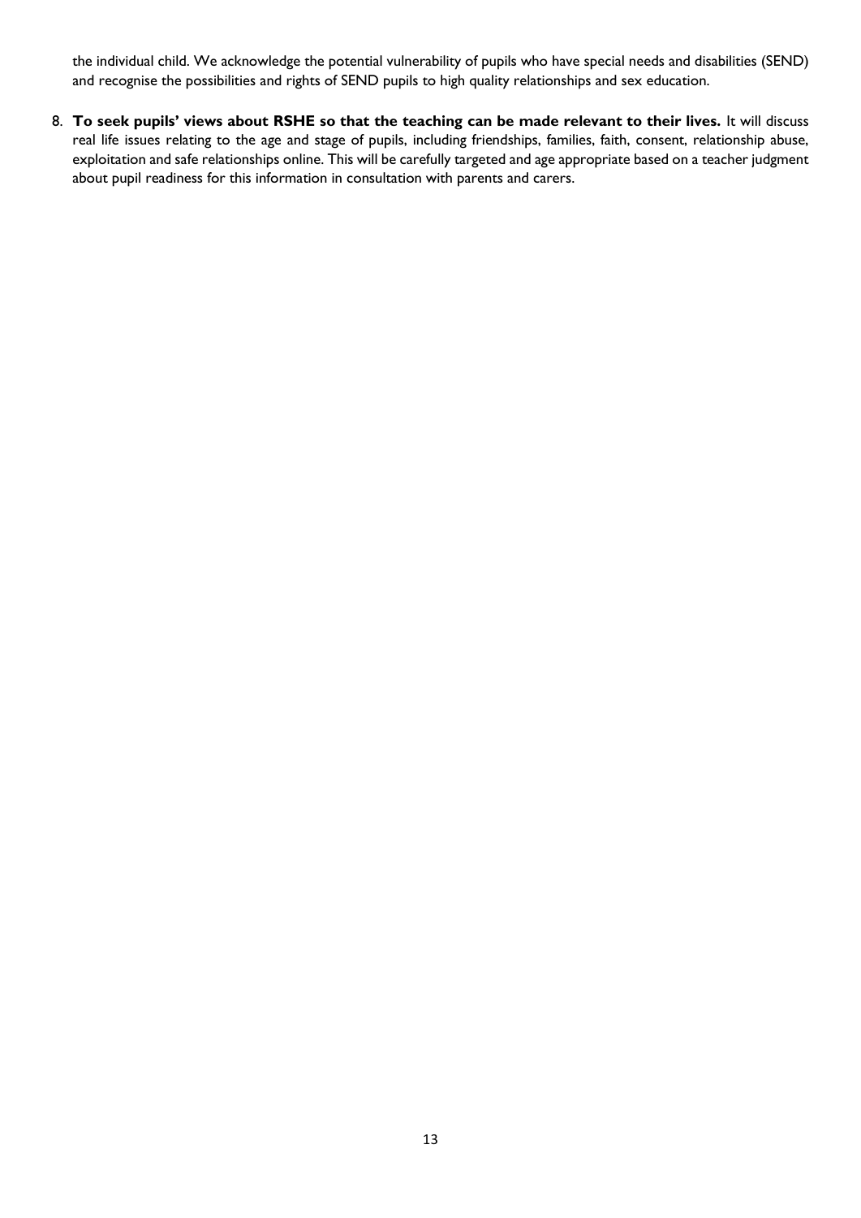the individual child. We acknowledge the potential vulnerability of pupils who have special needs and disabilities (SEND) and recognise the possibilities and rights of SEND pupils to high quality relationships and sex education.

8. **To seek pupils' views about RSHE so that the teaching can be made relevant to their lives.** It will discuss real life issues relating to the age and stage of pupils, including friendships, families, faith, consent, relationship abuse, exploitation and safe relationships online. This will be carefully targeted and age appropriate based on a teacher judgment about pupil readiness for this information in consultation with parents and carers.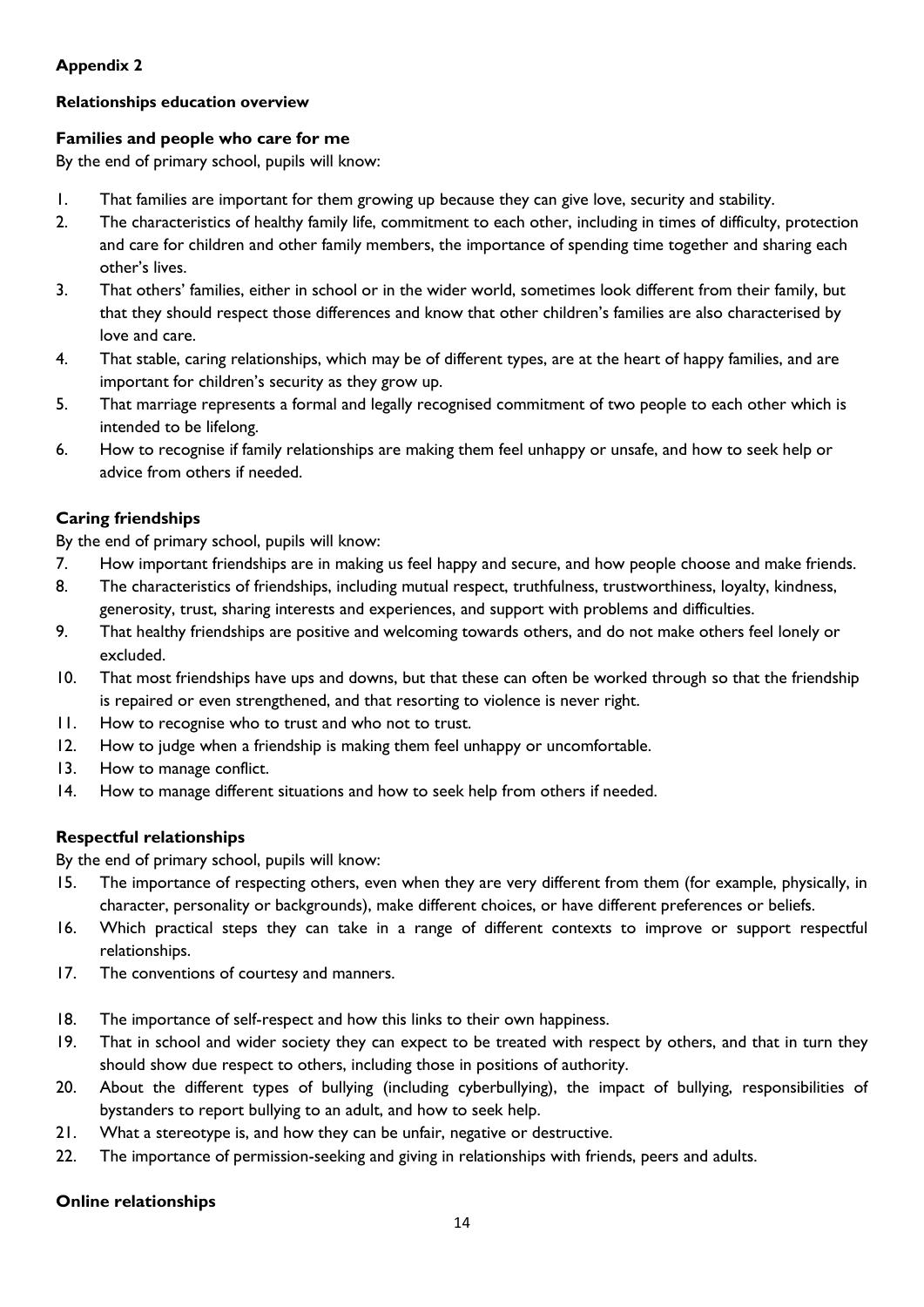**Appendix 2**

**Relationships education overview**

**Families and people who care for me**

By the end of primary school, pupils will know:

1. That families are important for them growing up because they can give love, security and stability.
2. The characteristics of healthy family life, commitment to each other, including in times of difficulty, protection and care for children and other family members, the importance of spending time together and sharing each other's lives.
3. That others' families, either in school or in the wider world, sometimes look different from their family, but that they should respect those differences and know that other children's families are also characterised by love and care.
4. That stable, caring relationships, which may be of different types, are at the heart of happy families, and are important for children's security as they grow up.
5. That marriage represents a formal and legally recognised commitment of two people to each other which is intended to be lifelong.
6. How to recognise if family relationships are making them feel unhappy or unsafe, and how to seek help or advice from others if needed.

**Caring friendships**

By the end of primary school, pupils will know:

7. How important friendships are in making us feel happy and secure, and how people choose and make friends.
8. The characteristics of friendships, including mutual respect, truthfulness, trustworthiness, loyalty, kindness, generosity, trust, sharing interests and experiences, and support with problems and difficulties.
9. That healthy friendships are positive and welcoming towards others, and do not make others feel lonely or excluded.
10. That most friendships have ups and downs, but that these can often be worked through so that the friendship is repaired or even strengthened, and that resorting to violence is never right.
11. How to recognise who to trust and who not to trust.
12. How to judge when a friendship is making them feel unhappy or uncomfortable.
13. How to manage conflict.
14. How to manage different situations and how to seek help from others if needed.

**Respectful relationships**

By the end of primary school, pupils will know:

15. The importance of respecting others, even when they are very different from them (for example, physically, in character, personality or backgrounds), make different choices, or have different preferences or beliefs.
16. Which practical steps they can take in a range of different contexts to improve or support respectful relationships.
17. The conventions of courtesy and manners.
18. The importance of self-respect and how this links to their own happiness.
19. That in school and wider society they can expect to be treated with respect by others, and that in turn they should show due respect to others, including those in positions of authority.
20. About the different types of bullying (including cyberbullying), the impact of bullying, responsibilities of bystanders to report bullying to an adult, and how to seek help.
21. What a stereotype is, and how they can be unfair, negative or destructive.
22. The importance of permission-seeking and giving in relationships with friends, peers and adults.

**Online relationships**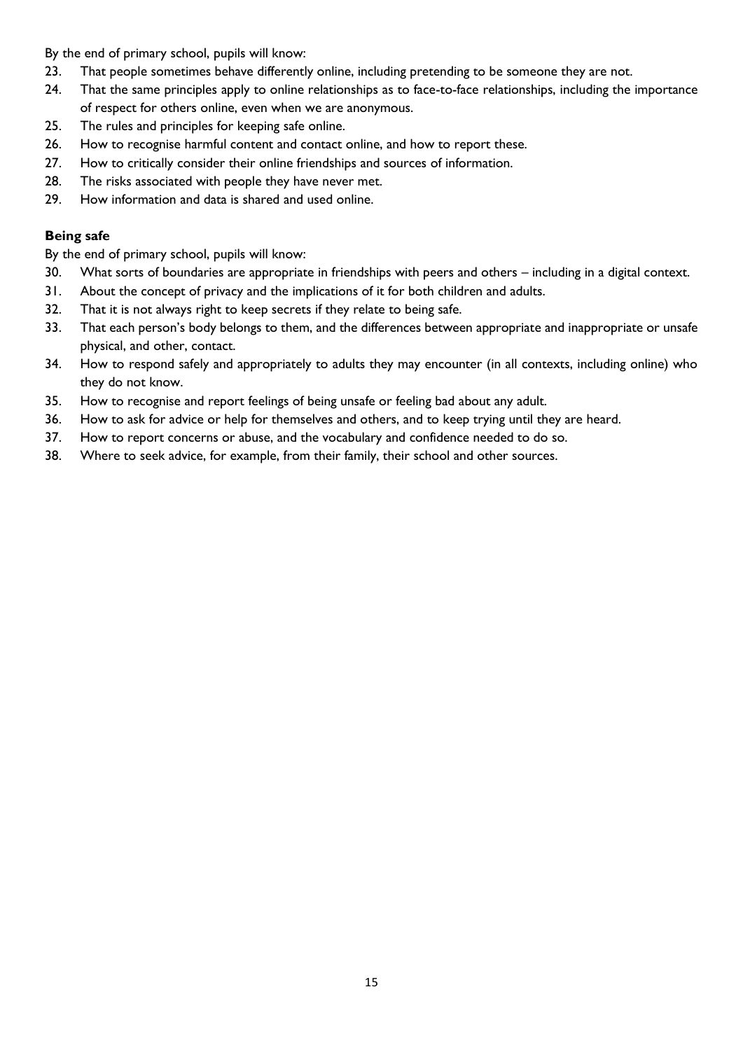By the end of primary school, pupils will know:

23. That people sometimes behave differently online, including pretending to be someone they are not.
24. That the same principles apply to online relationships as to face-to-face relationships, including the importance of respect for others online, even when we are anonymous.
25. The rules and principles for keeping safe online.
26. How to recognise harmful content and contact online, and how to report these.
27. How to critically consider their online friendships and sources of information.
28. The risks associated with people they have never met.
29. How information and data is shared and used online.

**Being safe**

By the end of primary school, pupils will know:

30. What sorts of boundaries are appropriate in friendships with peers and others – including in a digital context.
31. About the concept of privacy and the implications of it for both children and adults.
32. That it is not always right to keep secrets if they relate to being safe.
33. That each person's body belongs to them, and the differences between appropriate and inappropriate or unsafe physical, and other, contact.
34. How to respond safely and appropriately to adults they may encounter (in all contexts, including online) who they do not know.
35. How to recognise and report feelings of being unsafe or feeling bad about any adult.
36. How to ask for advice or help for themselves and others, and to keep trying until they are heard.
37. How to report concerns or abuse, and the vocabulary and confidence needed to do so.
38. Where to seek advice, for example, from their family, their school and other sources.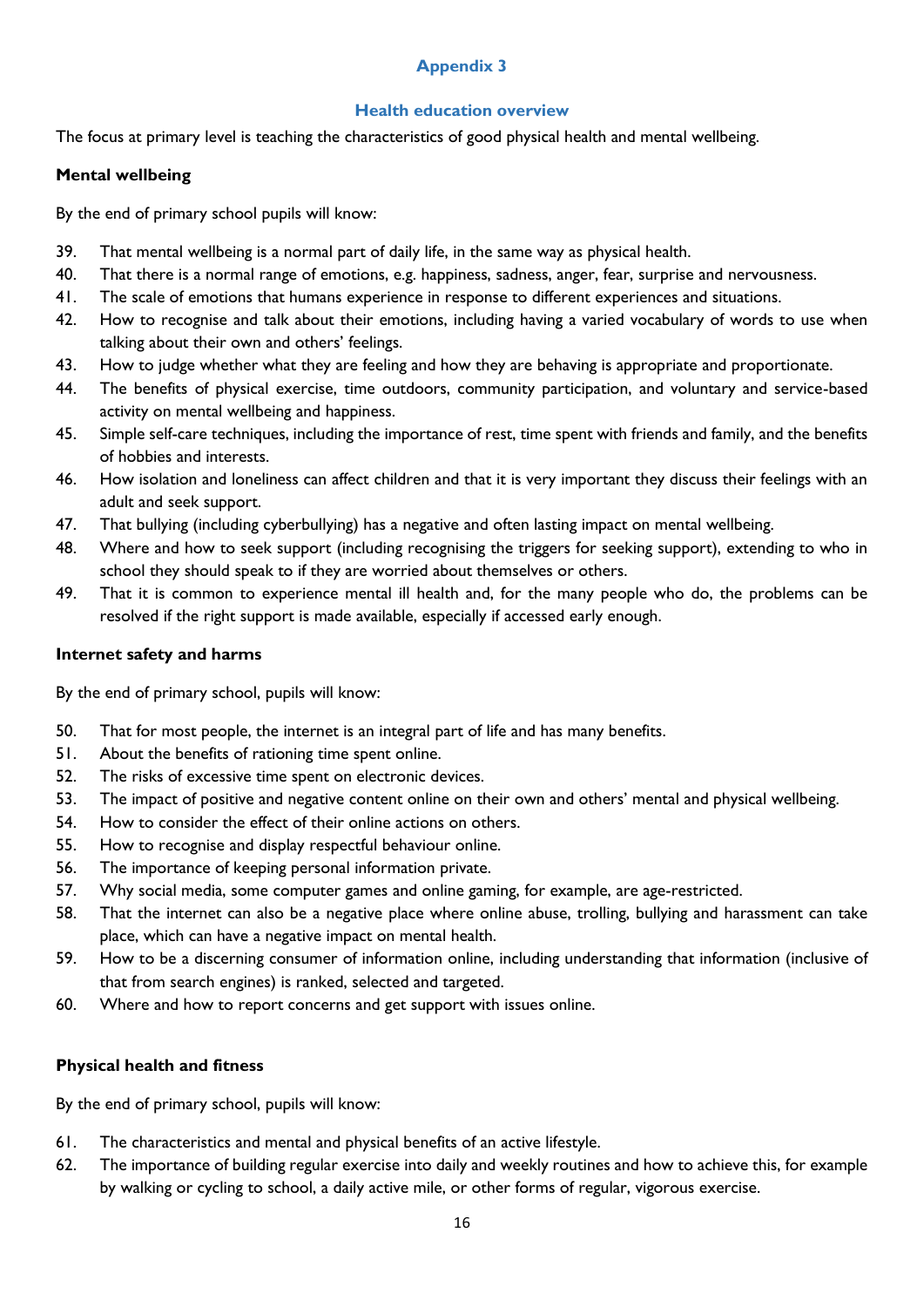# Appendix 3

## Health education overview

The focus at primary level is teaching the characteristics of good physical health and mental wellbeing.

### Mental wellbeing

By the end of primary school pupils will know:

39. That mental wellbeing is a normal part of daily life, in the same way as physical health.
40. That there is a normal range of emotions, e.g. happiness, sadness, anger, fear, surprise and nervousness.
41. The scale of emotions that humans experience in response to different experiences and situations.
42. How to recognise and talk about their emotions, including having a varied vocabulary of words to use when talking about their own and others' feelings.
43. How to judge whether what they are feeling and how they are behaving is appropriate and proportionate.
44. The benefits of physical exercise, time outdoors, community participation, and voluntary and service-based activity on mental wellbeing and happiness.
45. Simple self-care techniques, including the importance of rest, time spent with friends and family, and the benefits of hobbies and interests.
46. How isolation and loneliness can affect children and that it is very important they discuss their feelings with an adult and seek support.
47. That bullying (including cyberbullying) has a negative and often lasting impact on mental wellbeing.
48. Where and how to seek support (including recognising the triggers for seeking support), extending to who in school they should speak to if they are worried about themselves or others.
49. That it is common to experience mental ill health and, for the many people who do, the problems can be resolved if the right support is made available, especially if accessed early enough.

### Internet safety and harms

By the end of primary school, pupils will know:

50. That for most people, the internet is an integral part of life and has many benefits.
51. About the benefits of rationing time spent online.
52. The risks of excessive time spent on electronic devices.
53. The impact of positive and negative content online on their own and others' mental and physical wellbeing.
54. How to consider the effect of their online actions on others.
55. How to recognise and display respectful behaviour online.
56. The importance of keeping personal information private.
57. Why social media, some computer games and online gaming, for example, are age-restricted.
58. That the internet can also be a negative place where online abuse, trolling, bullying and harassment can take place, which can have a negative impact on mental health.
59. How to be a discerning consumer of information online, including understanding that information (inclusive of that from search engines) is ranked, selected and targeted.
60. Where and how to report concerns and get support with issues online.

### Physical health and fitness

By the end of primary school, pupils will know:

61. The characteristics and mental and physical benefits of an active lifestyle.
62. The importance of building regular exercise into daily and weekly routines and how to achieve this, for example by walking or cycling to school, a daily active mile, or other forms of regular, vigorous exercise.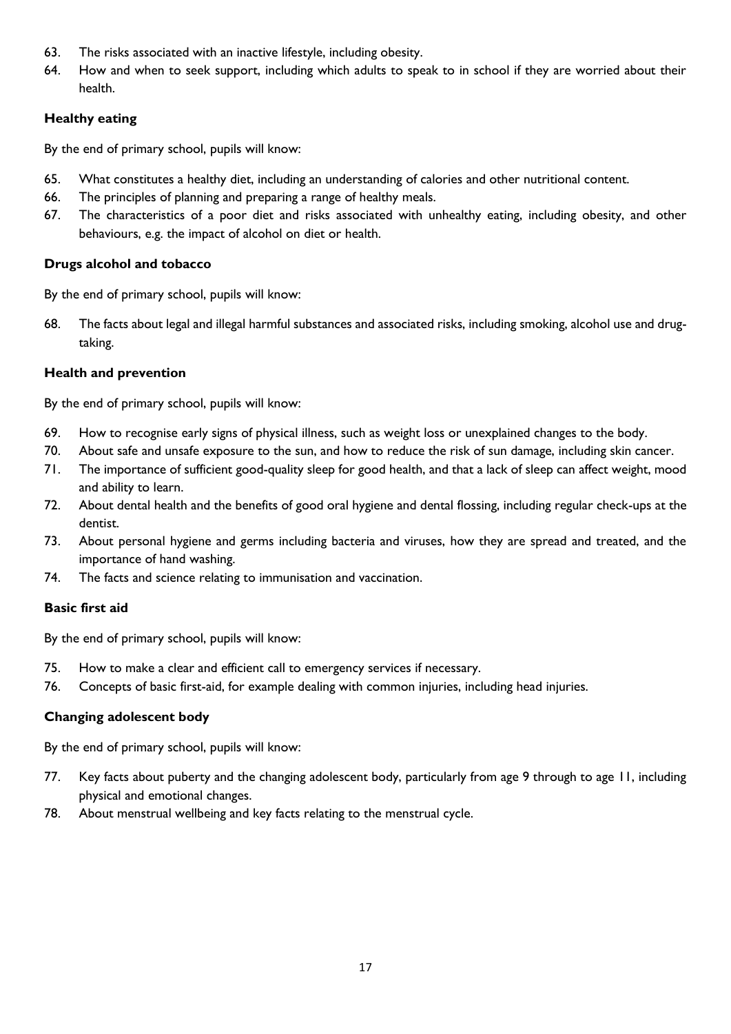63. The risks associated with an inactive lifestyle, including obesity.
64. How and when to seek support, including which adults to speak to in school if they are worried about their health.

### Healthy eating

By the end of primary school, pupils will know:

65. What constitutes a healthy diet, including an understanding of calories and other nutritional content.
66. The principles of planning and preparing a range of healthy meals.
67. The characteristics of a poor diet and risks associated with unhealthy eating, including obesity, and other behaviours, e.g. the impact of alcohol on diet or health.

### Drugs alcohol and tobacco

By the end of primary school, pupils will know:

68. The facts about legal and illegal harmful substances and associated risks, including smoking, alcohol use and drug-taking.

### Health and prevention

By the end of primary school, pupils will know:

69. How to recognise early signs of physical illness, such as weight loss or unexplained changes to the body.
70. About safe and unsafe exposure to the sun, and how to reduce the risk of sun damage, including skin cancer.
71. The importance of sufficient good-quality sleep for good health, and that a lack of sleep can affect weight, mood and ability to learn.
72. About dental health and the benefits of good oral hygiene and dental flossing, including regular check-ups at the dentist.
73. About personal hygiene and germs including bacteria and viruses, how they are spread and treated, and the importance of hand washing.
74. The facts and science relating to immunisation and vaccination.

### Basic first aid

By the end of primary school, pupils will know:

75. How to make a clear and efficient call to emergency services if necessary.
76. Concepts of basic first-aid, for example dealing with common injuries, including head injuries.

### Changing adolescent body

By the end of primary school, pupils will know:

77. Key facts about puberty and the changing adolescent body, particularly from age 9 through to age 11, including physical and emotional changes.
78. About menstrual wellbeing and key facts relating to the menstrual cycle.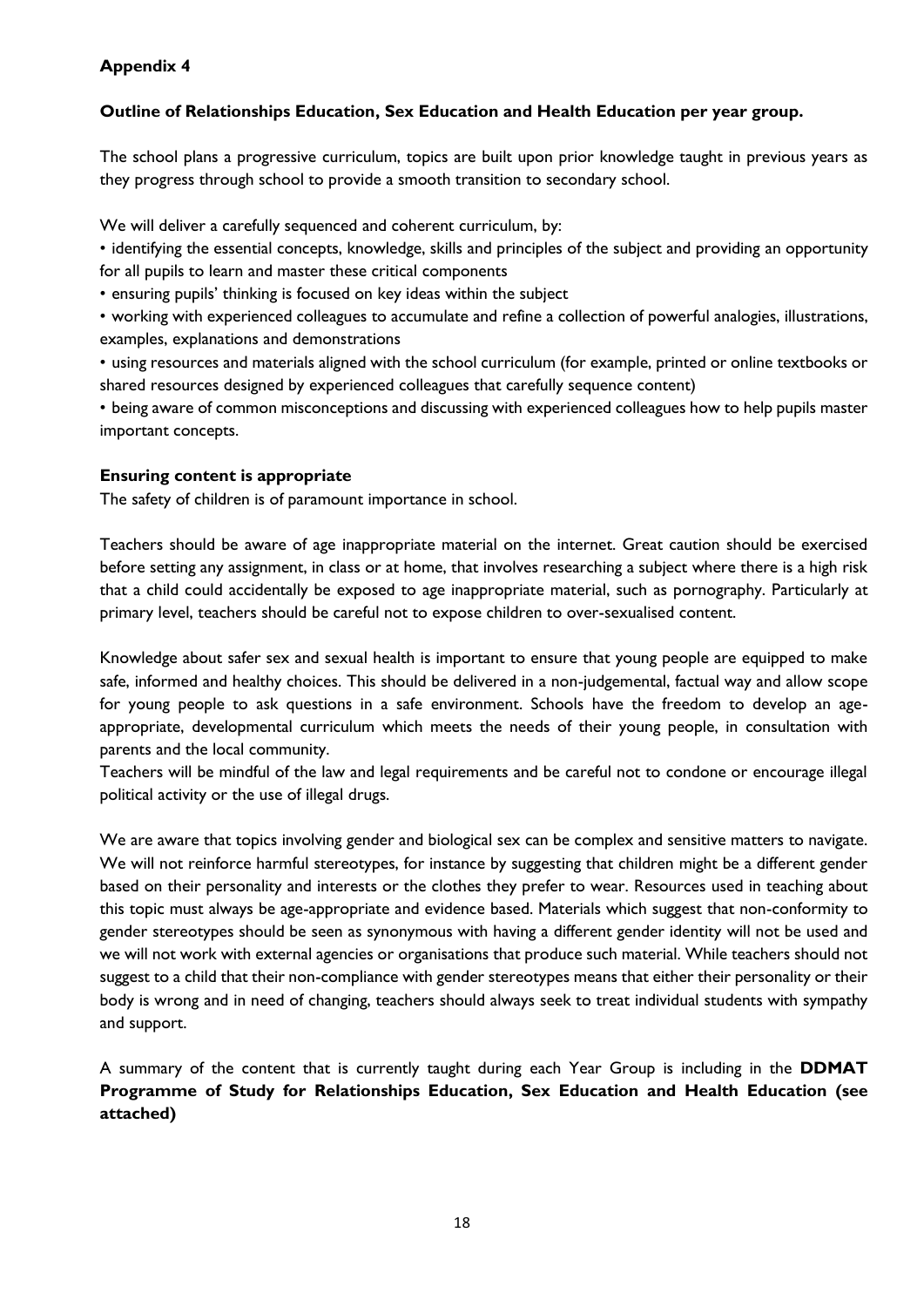**Appendix 4**

**Outline of Relationships Education, Sex Education and Health Education per year group.**

The school plans a progressive curriculum, topics are built upon prior knowledge taught in previous years as they progress through school to provide a smooth transition to secondary school.

We will deliver a carefully sequenced and coherent curriculum, by:

• identifying the essential concepts, knowledge, skills and principles of the subject and providing an opportunity for all pupils to learn and master these critical components

• ensuring pupils' thinking is focused on key ideas within the subject

• working with experienced colleagues to accumulate and refine a collection of powerful analogies, illustrations, examples, explanations and demonstrations

• using resources and materials aligned with the school curriculum (for example, printed or online textbooks or shared resources designed by experienced colleagues that carefully sequence content)

• being aware of common misconceptions and discussing with experienced colleagues how to help pupils master important concepts.

**Ensuring content is appropriate**

The safety of children is of paramount importance in school.

Teachers should be aware of age inappropriate material on the internet. Great caution should be exercised before setting any assignment, in class or at home, that involves researching a subject where there is a high risk that a child could accidentally be exposed to age inappropriate material, such as pornography. Particularly at primary level, teachers should be careful not to expose children to over-sexualised content.

Knowledge about safer sex and sexual health is important to ensure that young people are equipped to make safe, informed and healthy choices. This should be delivered in a non-judgemental, factual way and allow scope for young people to ask questions in a safe environment. Schools have the freedom to develop an age-appropriate, developmental curriculum which meets the needs of their young people, in consultation with parents and the local community.

Teachers will be mindful of the law and legal requirements and be careful not to condone or encourage illegal political activity or the use of illegal drugs.

We are aware that topics involving gender and biological sex can be complex and sensitive matters to navigate. We will not reinforce harmful stereotypes, for instance by suggesting that children might be a different gender based on their personality and interests or the clothes they prefer to wear. Resources used in teaching about this topic must always be age-appropriate and evidence based. Materials which suggest that non-conformity to gender stereotypes should be seen as synonymous with having a different gender identity will not be used and we will not work with external agencies or organisations that produce such material. While teachers should not suggest to a child that their non-compliance with gender stereotypes means that either their personality or their body is wrong and in need of changing, teachers should always seek to treat individual students with sympathy and support.

A summary of the content that is currently taught during each Year Group is including in the **DDMAT Programme of Study for Relationships Education, Sex Education and Health Education (see attached)**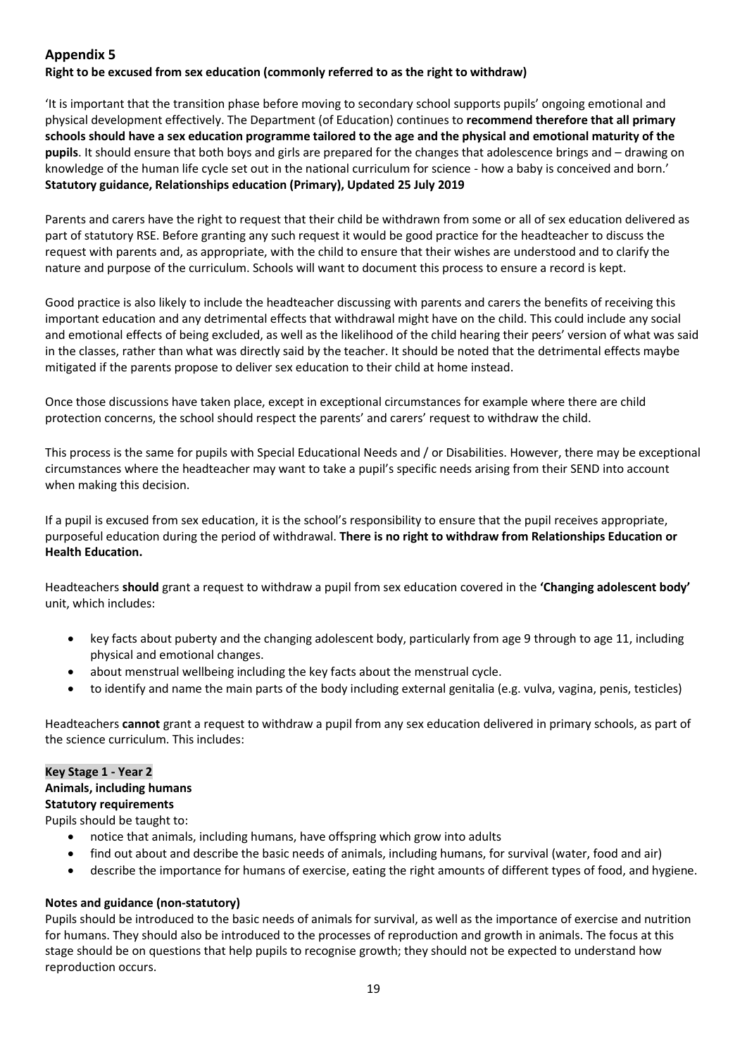## Appendix 5

**Right to be excused from sex education (commonly referred to as the right to withdraw)**

'It is important that the transition phase before moving to secondary school supports pupils' ongoing emotional and physical development effectively. The Department (of Education) continues to **recommend therefore that all primary schools should have a sex education programme tailored to the age and the physical and emotional maturity of the pupils**. It should ensure that both boys and girls are prepared for the changes that adolescence brings and – drawing on knowledge of the human life cycle set out in the national curriculum for science - how a baby is conceived and born.'
**Statutory guidance, Relationships education (Primary), Updated 25 July 2019**

Parents and carers have the right to request that their child be withdrawn from some or all of sex education delivered as part of statutory RSE. Before granting any such request it would be good practice for the headteacher to discuss the request with parents and, as appropriate, with the child to ensure that their wishes are understood and to clarify the nature and purpose of the curriculum. Schools will want to document this process to ensure a record is kept.

Good practice is also likely to include the headteacher discussing with parents and carers the benefits of receiving this important education and any detrimental effects that withdrawal might have on the child. This could include any social and emotional effects of being excluded, as well as the likelihood of the child hearing their peers' version of what was said in the classes, rather than what was directly said by the teacher. It should be noted that the detrimental effects maybe mitigated if the parents propose to deliver sex education to their child at home instead.

Once those discussions have taken place, except in exceptional circumstances for example where there are child protection concerns, the school should respect the parents' and carers' request to withdraw the child.

This process is the same for pupils with Special Educational Needs and / or Disabilities. However, there may be exceptional circumstances where the headteacher may want to take a pupil's specific needs arising from their SEND into account when making this decision.

If a pupil is excused from sex education, it is the school's responsibility to ensure that the pupil receives appropriate, purposeful education during the period of withdrawal. **There is no right to withdraw from Relationships Education or Health Education.**

Headteachers **should** grant a request to withdraw a pupil from sex education covered in the **'Changing adolescent body'** unit, which includes:

- key facts about puberty and the changing adolescent body, particularly from age 9 through to age 11, including physical and emotional changes.
- about menstrual wellbeing including the key facts about the menstrual cycle.
- to identify and name the main parts of the body including external genitalia (e.g. vulva, vagina, penis, testicles)

Headteachers **cannot** grant a request to withdraw a pupil from any sex education delivered in primary schools, as part of the science curriculum. This includes:

**Key Stage 1 - Year 2**
**Animals, including humans**
**Statutory requirements**

Pupils should be taught to:

- notice that animals, including humans, have offspring which grow into adults
- find out about and describe the basic needs of animals, including humans, for survival (water, food and air)
- describe the importance for humans of exercise, eating the right amounts of different types of food, and hygiene.

**Notes and guidance (non-statutory)**

Pupils should be introduced to the basic needs of animals for survival, as well as the importance of exercise and nutrition for humans. They should also be introduced to the processes of reproduction and growth in animals. The focus at this stage should be on questions that help pupils to recognise growth; they should not be expected to understand how reproduction occurs.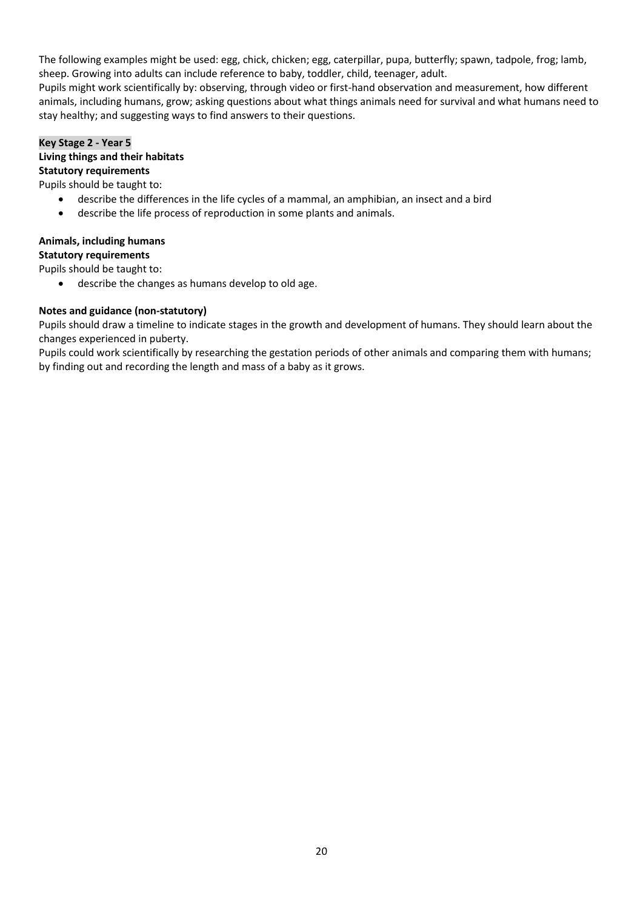The following examples might be used: egg, chick, chicken; egg, caterpillar, pupa, butterfly; spawn, tadpole, frog; lamb, sheep. Growing into adults can include reference to baby, toddler, child, teenager, adult.

Pupils might work scientifically by: observing, through video or first-hand observation and measurement, how different animals, including humans, grow; asking questions about what things animals need for survival and what humans need to stay healthy; and suggesting ways to find answers to their questions.

**Key Stage 2 - Year 5**

**Living things and their habitats**

**Statutory requirements**

Pupils should be taught to:

- describe the differences in the life cycles of a mammal, an amphibian, an insect and a bird
- describe the life process of reproduction in some plants and animals.

**Animals, including humans**

**Statutory requirements**

Pupils should be taught to:

- describe the changes as humans develop to old age.

**Notes and guidance (non-statutory)**

Pupils should draw a timeline to indicate stages in the growth and development of humans. They should learn about the changes experienced in puberty.

Pupils could work scientifically by researching the gestation periods of other animals and comparing them with humans; by finding out and recording the length and mass of a baby as it grows.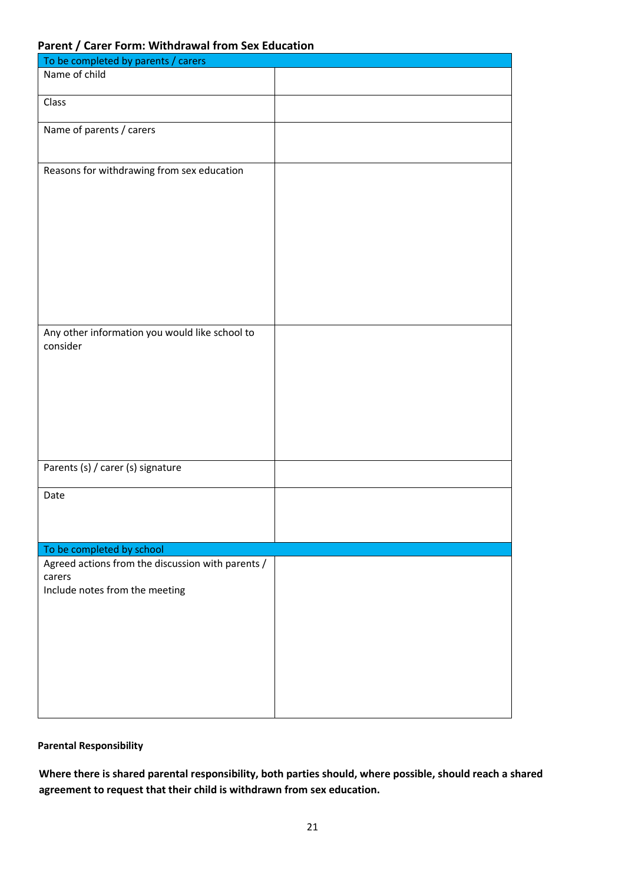## Parent / Carer Form: Withdrawal from Sex Education

| To be completed by parents / carers | |
|---|---|
| Name of child | |
| Class | |
| Name of parents / carers | |
| Reasons for withdrawing from sex education | |
| Any other information you would like school to consider | |
| Parents (s) / carer (s) signature | |
| Date | |
| **To be completed by school** | |
| Agreed actions from the discussion with parents / carers<br>Include notes from the meeting | |

**Parental Responsibility**

**Where there is shared parental responsibility, both parties should, where possible, should reach a shared agreement to request that their child is withdrawn from sex education.**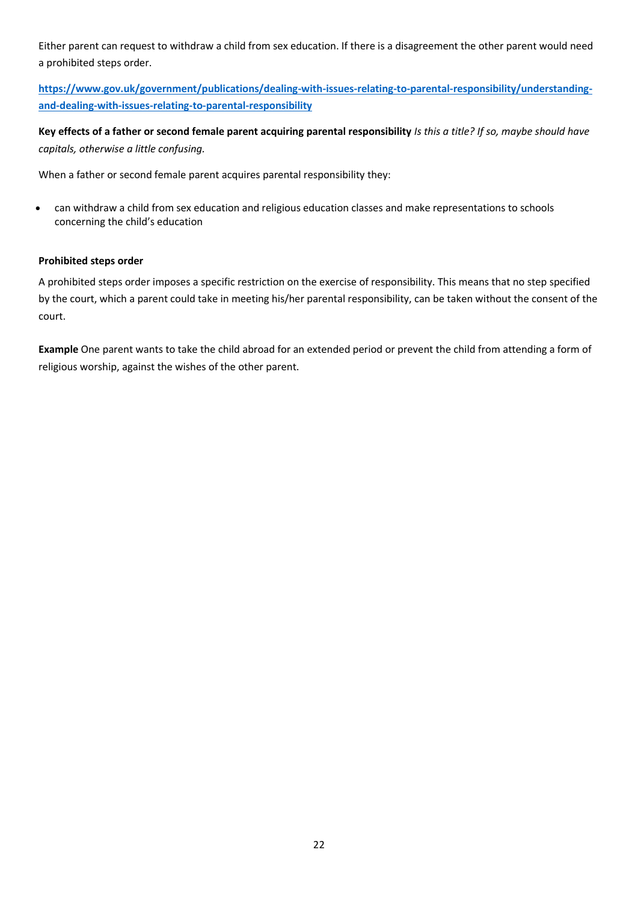Either parent can request to withdraw a child from sex education. If there is a disagreement the other parent would need a prohibited steps order.

**[https://www.gov.uk/government/publications/dealing-with-issues-relating-to-parental-responsibility/understanding-and-dealing-with-issues-relating-to-parental-responsibility](https://www.gov.uk/government/publications/dealing-with-issues-relating-to-parental-responsibility/understanding-and-dealing-with-issues-relating-to-parental-responsibility)**

**Key effects of a father or second female parent acquiring parental responsibility** *Is this a title? If so, maybe should have capitals, otherwise a little confusing.*

When a father or second female parent acquires parental responsibility they:

- can withdraw a child from sex education and religious education classes and make representations to schools concerning the child's education

**Prohibited steps order**

A prohibited steps order imposes a specific restriction on the exercise of responsibility. This means that no step specified by the court, which a parent could take in meeting his/her parental responsibility, can be taken without the consent of the court.

**Example** One parent wants to take the child abroad for an extended period or prevent the child from attending a form of religious worship, against the wishes of the other parent.